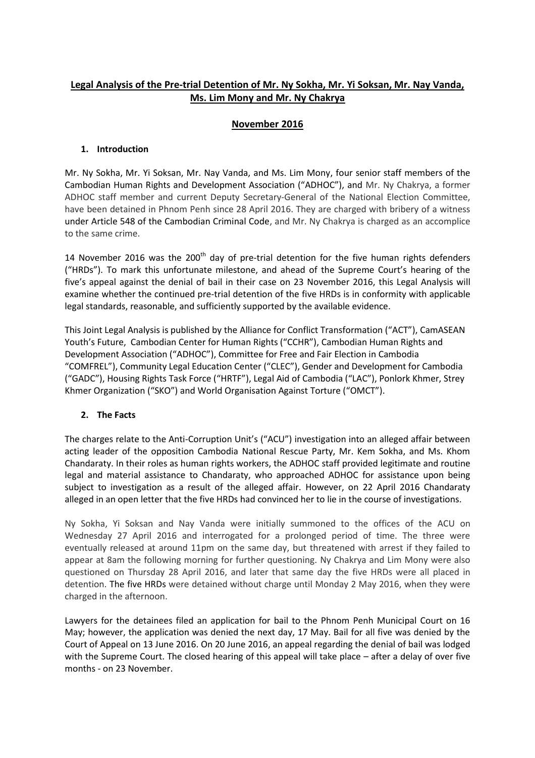# Legal Analysis of the Pre-trial Detention of Mr. Ny Sokha, Mr. Yi Soksan, Mr. Nay Vanda, Ms. Lim Mony and Mr. Ny Chakrya

## November 2016

### 1. Introduction

Mr. Ny Sokha, Mr. Yi Soksan, Mr. Nay Vanda, and Ms. Lim Mony, four senior staff members of the Cambodian Human Rights and Development Association ("ADHOC"), and Mr. Ny Chakrya, a former ADHOC staff member and current Deputy Secretary-General of the National Election Committee, have been detained in Phnom Penh since 28 April 2016. They are charged with bribery of a witness under Article 548 of the Cambodian Criminal Code, and Mr. Ny Chakrya is charged as an accomplice to the same crime.

14 November 2016 was the 200th day of pre-trial detention for the five human rights defenders ("HRDs"). To mark this unfortunate milestone, and ahead of the Supreme Court's hearing of the five's appeal against the denial of bail in their case on 23 November 2016, this Legal Analysis will examine whether the continued pre-trial detention of the five HRDs is in conformity with applicable legal standards, reasonable, and sufficiently supported by the available evidence.

This Joint Legal Analysis is published by the Alliance for Conflict Transformation ("ACT"), CamASEAN Youth's Future, Cambodian Center for Human Rights ("CCHR"), Cambodian Human Rights and Development Association ("ADHOC"), Committee for Free and Fair Election in Cambodia "COMFREL"), Community Legal Education Center ("CLEC"), Gender and Development for Cambodia ("GADC"), Housing Rights Task Force ("HRTF"), Legal Aid of Cambodia ("LAC"), Ponlork Khmer, Strey Khmer Organization ("SKO") and World Organisation Against Torture ("OMCT").

### 2. The Facts

The charges relate to the Anti-Corruption Unit's ("ACU") investigation into an alleged affair between acting leader of the opposition Cambodia National Rescue Party, Mr. Kem Sokha, and Ms. Khom Chandaraty. In their roles as human rights workers, the ADHOC staff provided legitimate and routine legal and material assistance to Chandaraty, who approached ADHOC for assistance upon being subject to investigation as a result of the alleged affair. However, on 22 April 2016 Chandaraty alleged in an open letter that the five HRDs had convinced her to lie in the course of investigations.

Ny Sokha, Yi Soksan and Nay Vanda were initially summoned to the offices of the ACU on Wednesday 27 April 2016 and interrogated for a prolonged period of time. The three were eventually released at around 11pm on the same day, but threatened with arrest if they failed to appear at 8am the following morning for further questioning. Ny Chakrya and Lim Mony were also questioned on Thursday 28 April 2016, and later that same day the five HRDs were all placed in detention. The five HRDs were detained without charge until Monday 2 May 2016, when they were charged in the afternoon.

Lawyers for the detainees filed an application for bail to the Phnom Penh Municipal Court on 16 May; however, the application was denied the next day, 17 May. Bail for all five was denied by the Court of Appeal on 13 June 2016. On 20 June 2016, an appeal regarding the denial of bail was lodged with the Supreme Court. The closed hearing of this appeal will take place – after a delay of over five months - on 23 November.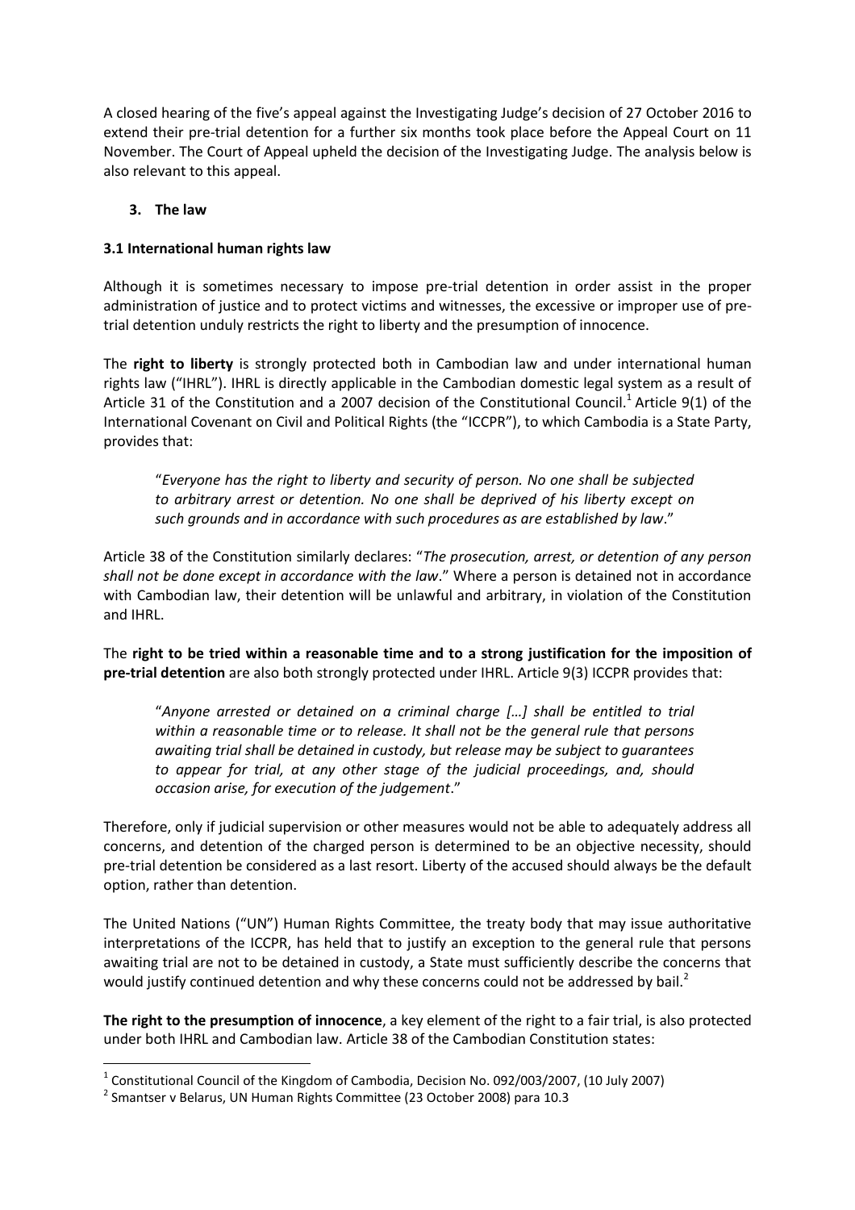A closed hearing of the five's appeal against the Investigating Judge's decision of 27 October 2016 to extend their pre-trial detention for a further six months took place before the Appeal Court on 11 November. The Court of Appeal upheld the decision of the Investigating Judge. The analysis below is also relevant to this appeal.

## 3. The law

### 3.1 International human rights law

Although it is sometimes necessary to impose pre-trial detention in order assist in the proper administration of justice and to protect victims and witnesses, the excessive or improper use of pre-trial detention unduly restricts the right to liberty and the presumption of innocence.

The **right to liberty** is strongly protected both in Cambodian law and under international human rights law ("IHRL"). IHRL is directly applicable in the Cambodian domestic legal system as a result of Article 31 of the Constitution and a 2007 decision of the Constitutional Council.[1] Article 9(1) of the International Covenant on Civil and Political Rights (the "ICCPR"), to which Cambodia is a State Party, provides that:

> "*Everyone has the right to liberty and security of person. No one shall be subjected to arbitrary arrest or detention. No one shall be deprived of his liberty except on such grounds and in accordance with such procedures as are established by law*."

Article 38 of the Constitution similarly declares: "*The prosecution, arrest, or detention of any person shall not be done except in accordance with the law*." Where a person is detained not in accordance with Cambodian law, their detention will be unlawful and arbitrary, in violation of the Constitution and IHRL.

The **right to be tried within a reasonable time and to a strong justification for the imposition of pre-trial detention** are also both strongly protected under IHRL. Article 9(3) ICCPR provides that:

> "*Anyone arrested or detained on a criminal charge […] shall be entitled to trial within a reasonable time or to release. It shall not be the general rule that persons awaiting trial shall be detained in custody, but release may be subject to guarantees to appear for trial, at any other stage of the judicial proceedings, and, should occasion arise, for execution of the judgement*."

Therefore, only if judicial supervision or other measures would not be able to adequately address all concerns, and detention of the charged person is determined to be an objective necessity, should pre-trial detention be considered as a last resort. Liberty of the accused should always be the default option, rather than detention.

The United Nations ("UN") Human Rights Committee, the treaty body that may issue authoritative interpretations of the ICCPR, has held that to justify an exception to the general rule that persons awaiting trial are not to be detained in custody, a State must sufficiently describe the concerns that would justify continued detention and why these concerns could not be addressed by bail.[2]

**The right to the presumption of innocence**, a key element of the right to a fair trial, is also protected under both IHRL and Cambodian law. Article 38 of the Cambodian Constitution states:

---

[1] Constitutional Council of the Kingdom of Cambodia, Decision No. 092/003/2007, (10 July 2007)

[2] Smantser v Belarus, UN Human Rights Committee (23 October 2008) para 10.3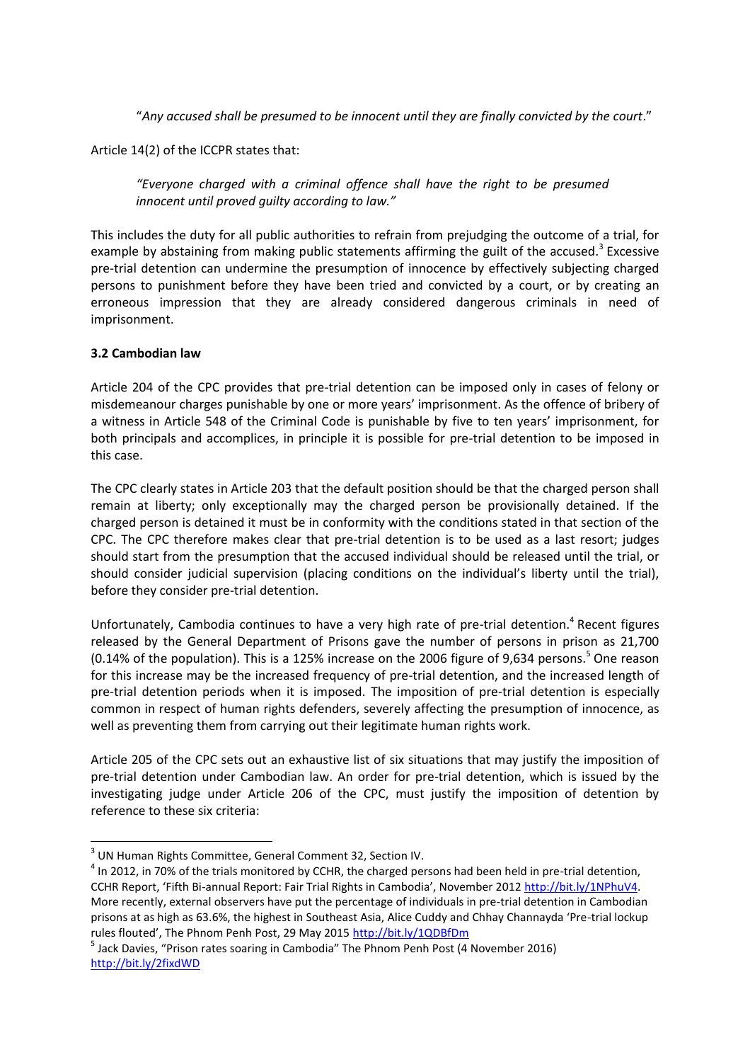"*Any accused shall be presumed to be innocent until they are finally convicted by the court*."

Article 14(2) of the ICCPR states that:

> *"Everyone charged with a criminal offence shall have the right to be presumed innocent until proved guilty according to law."*

This includes the duty for all public authorities to refrain from prejudging the outcome of a trial, for example by abstaining from making public statements affirming the guilt of the accused.[3] Excessive pre-trial detention can undermine the presumption of innocence by effectively subjecting charged persons to punishment before they have been tried and convicted by a court, or by creating an erroneous impression that they are already considered dangerous criminals in need of imprisonment.

**3.2 Cambodian law**

Article 204 of the CPC provides that pre-trial detention can be imposed only in cases of felony or misdemeanour charges punishable by one or more years' imprisonment. As the offence of bribery of a witness in Article 548 of the Criminal Code is punishable by five to ten years' imprisonment, for both principals and accomplices, in principle it is possible for pre-trial detention to be imposed in this case.

The CPC clearly states in Article 203 that the default position should be that the charged person shall remain at liberty; only exceptionally may the charged person be provisionally detained. If the charged person is detained it must be in conformity with the conditions stated in that section of the CPC. The CPC therefore makes clear that pre-trial detention is to be used as a last resort; judges should start from the presumption that the accused individual should be released until the trial, or should consider judicial supervision (placing conditions on the individual's liberty until the trial), before they consider pre-trial detention.

Unfortunately, Cambodia continues to have a very high rate of pre-trial detention.[4] Recent figures released by the General Department of Prisons gave the number of persons in prison as 21,700 (0.14% of the population). This is a 125% increase on the 2006 figure of 9,634 persons.[5] One reason for this increase may be the increased frequency of pre-trial detention, and the increased length of pre-trial detention periods when it is imposed. The imposition of pre-trial detention is especially common in respect of human rights defenders, severely affecting the presumption of innocence, as well as preventing them from carrying out their legitimate human rights work.

Article 205 of the CPC sets out an exhaustive list of six situations that may justify the imposition of pre-trial detention under Cambodian law. An order for pre-trial detention, which is issued by the investigating judge under Article 206 of the CPC, must justify the imposition of detention by reference to these six criteria:

---

[3] UN Human Rights Committee, General Comment 32, Section IV.

[4] In 2012, in 70% of the trials monitored by CCHR, the charged persons had been held in pre-trial detention, CCHR Report, 'Fifth Bi-annual Report: Fair Trial Rights in Cambodia', November 2012 http://bit.ly/1NPhuV4. More recently, external observers have put the percentage of individuals in pre-trial detention in Cambodian prisons at as high as 63.6%, the highest in Southeast Asia, Alice Cuddy and Chhay Channayda 'Pre-trial lockup rules flouted', The Phnom Penh Post, 29 May 2015 http://bit.ly/1QDBfDm

[5] Jack Davies, "Prison rates soaring in Cambodia" The Phnom Penh Post (4 November 2016) http://bit.ly/2fixdWD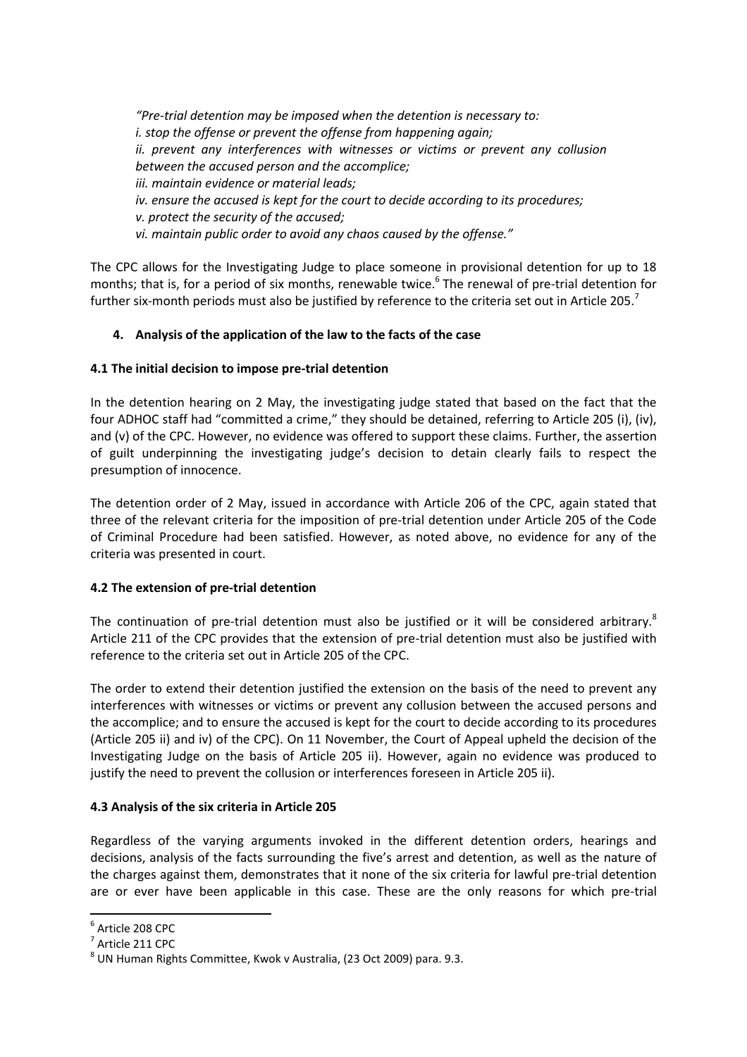*"Pre-trial detention may be imposed when the detention is necessary to:*
*i. stop the offense or prevent the offense from happening again;*
*ii. prevent any interferences with witnesses or victims or prevent any collusion between the accused person and the accomplice;*
*iii. maintain evidence or material leads;*
*iv. ensure the accused is kept for the court to decide according to its procedures;*
*v. protect the security of the accused;*
*vi. maintain public order to avoid any chaos caused by the offense."*

The CPC allows for the Investigating Judge to place someone in provisional detention for up to 18 months; that is, for a period of six months, renewable twice.[6] The renewal of pre-trial detention for further six-month periods must also be justified by reference to the criteria set out in Article 205.[7]

### 4. Analysis of the application of the law to the facts of the case

#### 4.1 The initial decision to impose pre-trial detention

In the detention hearing on 2 May, the investigating judge stated that based on the fact that the four ADHOC staff had "committed a crime," they should be detained, referring to Article 205 (i), (iv), and (v) of the CPC. However, no evidence was offered to support these claims. Further, the assertion of guilt underpinning the investigating judge's decision to detain clearly fails to respect the presumption of innocence.

The detention order of 2 May, issued in accordance with Article 206 of the CPC, again stated that three of the relevant criteria for the imposition of pre-trial detention under Article 205 of the Code of Criminal Procedure had been satisfied. However, as noted above, no evidence for any of the criteria was presented in court.

#### 4.2 The extension of pre-trial detention

The continuation of pre-trial detention must also be justified or it will be considered arbitrary.[8] Article 211 of the CPC provides that the extension of pre-trial detention must also be justified with reference to the criteria set out in Article 205 of the CPC.

The order to extend their detention justified the extension on the basis of the need to prevent any interferences with witnesses or victims or prevent any collusion between the accused persons and the accomplice; and to ensure the accused is kept for the court to decide according to its procedures (Article 205 ii) and iv) of the CPC). On 11 November, the Court of Appeal upheld the decision of the Investigating Judge on the basis of Article 205 ii). However, again no evidence was produced to justify the need to prevent the collusion or interferences foreseen in Article 205 ii).

#### 4.3 Analysis of the six criteria in Article 205

Regardless of the varying arguments invoked in the different detention orders, hearings and decisions, analysis of the facts surrounding the five's arrest and detention, as well as the nature of the charges against them, demonstrates that it none of the six criteria for lawful pre-trial detention are or ever have been applicable in this case. These are the only reasons for which pre-trial

---

[6] Article 208 CPC

[7] Article 211 CPC

[8] UN Human Rights Committee, Kwok v Australia, (23 Oct 2009) para. 9.3.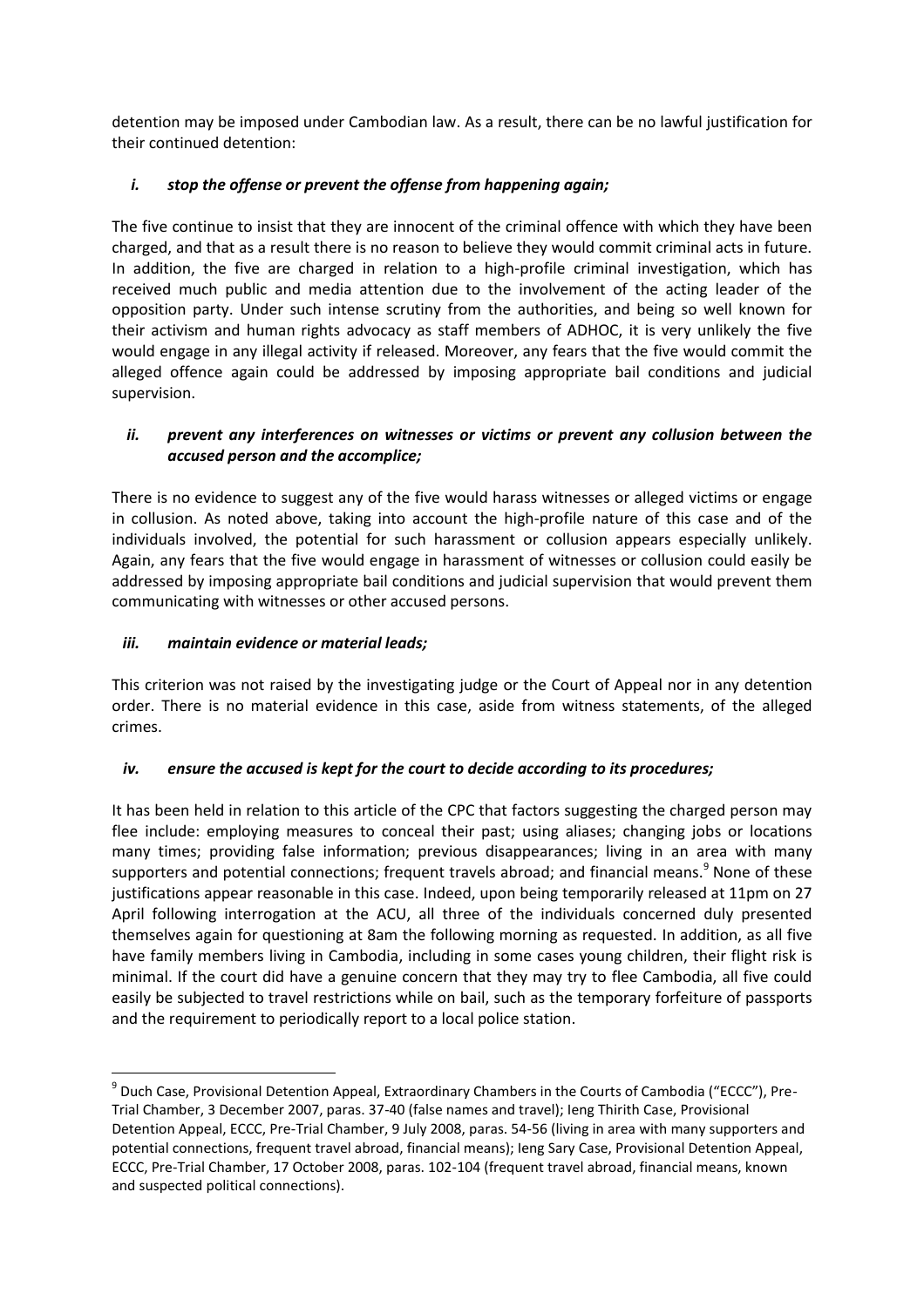detention may be imposed under Cambodian law. As a result, there can be no lawful justification for their continued detention:

### *i. stop the offense or prevent the offense from happening again;*

The five continue to insist that they are innocent of the criminal offence with which they have been charged, and that as a result there is no reason to believe they would commit criminal acts in future. In addition, the five are charged in relation to a high-profile criminal investigation, which has received much public and media attention due to the involvement of the acting leader of the opposition party. Under such intense scrutiny from the authorities, and being so well known for their activism and human rights advocacy as staff members of ADHOC, it is very unlikely the five would engage in any illegal activity if released. Moreover, any fears that the five would commit the alleged offence again could be addressed by imposing appropriate bail conditions and judicial supervision.

### *ii. prevent any interferences on witnesses or victims or prevent any collusion between the accused person and the accomplice;*

There is no evidence to suggest any of the five would harass witnesses or alleged victims or engage in collusion. As noted above, taking into account the high-profile nature of this case and of the individuals involved, the potential for such harassment or collusion appears especially unlikely. Again, any fears that the five would engage in harassment of witnesses or collusion could easily be addressed by imposing appropriate bail conditions and judicial supervision that would prevent them communicating with witnesses or other accused persons.

### *iii. maintain evidence or material leads;*

This criterion was not raised by the investigating judge or the Court of Appeal nor in any detention order. There is no material evidence in this case, aside from witness statements, of the alleged crimes.

### *iv. ensure the accused is kept for the court to decide according to its procedures;*

It has been held in relation to this article of the CPC that factors suggesting the charged person may flee include: employing measures to conceal their past; using aliases; changing jobs or locations many times; providing false information; previous disappearances; living in an area with many supporters and potential connections; frequent travels abroad; and financial means.[9] None of these justifications appear reasonable in this case. Indeed, upon being temporarily released at 11pm on 27 April following interrogation at the ACU, all three of the individuals concerned duly presented themselves again for questioning at 8am the following morning as requested. In addition, as all five have family members living in Cambodia, including in some cases young children, their flight risk is minimal. If the court did have a genuine concern that they may try to flee Cambodia, all five could easily be subjected to travel restrictions while on bail, such as the temporary forfeiture of passports and the requirement to periodically report to a local police station.

---

[9] Duch Case, Provisional Detention Appeal, Extraordinary Chambers in the Courts of Cambodia ("ECCC"), Pre-Trial Chamber, 3 December 2007, paras. 37-40 (false names and travel); Ieng Thirith Case, Provisional Detention Appeal, ECCC, Pre-Trial Chamber, 9 July 2008, paras. 54-56 (living in area with many supporters and potential connections, frequent travel abroad, financial means); Ieng Sary Case, Provisional Detention Appeal, ECCC, Pre-Trial Chamber, 17 October 2008, paras. 102-104 (frequent travel abroad, financial means, known and suspected political connections).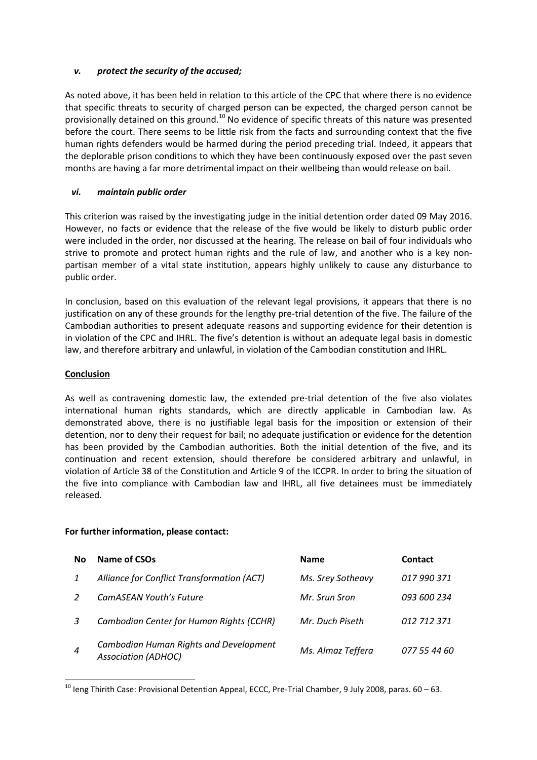### *v. protect the security of the accused;*

As noted above, it has been held in relation to this article of the CPC that where there is no evidence that specific threats to security of charged person can be expected, the charged person cannot be provisionally detained on this ground.[10] No evidence of specific threats of this nature was presented before the court. There seems to be little risk from the facts and surrounding context that the five human rights defenders would be harmed during the period preceding trial. Indeed, it appears that the deplorable prison conditions to which they have been continuously exposed over the past seven months are having a far more detrimental impact on their wellbeing than would release on bail.

### *vi. maintain public order*

This criterion was raised by the investigating judge in the initial detention order dated 09 May 2016. However, no facts or evidence that the release of the five would be likely to disturb public order were included in the order, nor discussed at the hearing. The release on bail of four individuals who strive to promote and protect human rights and the rule of law, and another who is a key non-partisan member of a vital state institution, appears highly unlikely to cause any disturbance to public order.

In conclusion, based on this evaluation of the relevant legal provisions, it appears that there is no justification on any of these grounds for the lengthy pre-trial detention of the five. The failure of the Cambodian authorities to present adequate reasons and supporting evidence for their detention is in violation of the CPC and IHRL. The five's detention is without an adequate legal basis in domestic law, and therefore arbitrary and unlawful, in violation of the Cambodian constitution and IHRL.

## Conclusion

As well as contravening domestic law, the extended pre-trial detention of the five also violates international human rights standards, which are directly applicable in Cambodian law. As demonstrated above, there is no justifiable legal basis for the imposition or extension of their detention, nor to deny their request for bail; no adequate justification or evidence for the detention has been provided by the Cambodian authorities. Both the initial detention of the five, and its continuation and recent extension, should therefore be considered arbitrary and unlawful, in violation of Article 38 of the Constitution and Article 9 of the ICCPR. In order to bring the situation of the five into compliance with Cambodian law and IHRL, all five detainees must be immediately released.

**For further information, please contact:**

| No | Name of CSOs | Name | Contact |
|---|---|---|---|
| *1* | *Alliance for Conflict Transformation (ACT)* | *Ms. Srey Sotheavy* | *017 990 371* |
| *2* | *CamASEAN Youth's Future* | *Mr. Srun Sron* | *093 600 234* |
| *3* | *Cambodian Center for Human Rights (CCHR)* | *Mr. Duch Piseth* | *012 712 371* |
| *4* | *Cambodian Human Rights and Development Association (ADHOC)* | *Ms. Almaz Teffera* | *077 55 44 60* |

[10] Ieng Thirith Case: Provisional Detention Appeal, ECCC, Pre-Trial Chamber, 9 July 2008, paras. 60 – 63.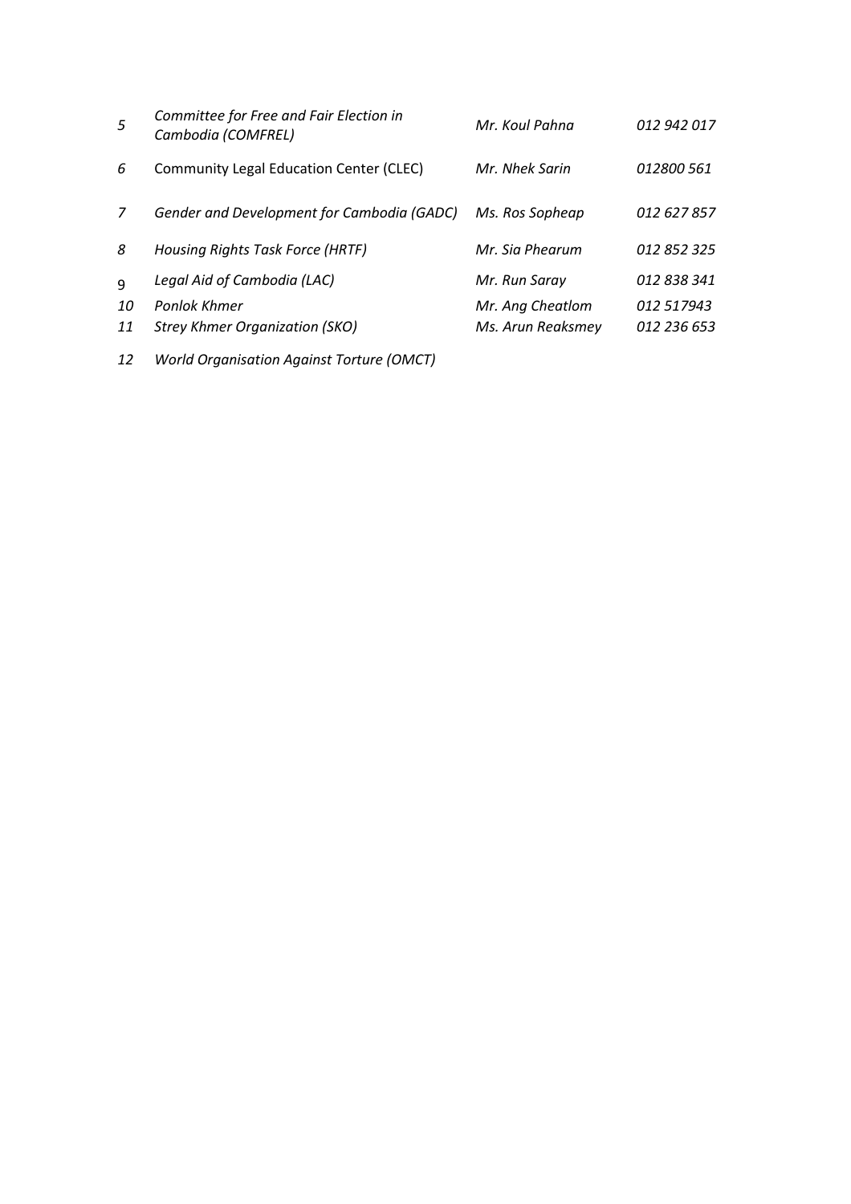| | | | |
|---|---|---|---|
| *5* | *Committee for Free and Fair Election in Cambodia (COMFREL)* | *Mr. Koul Pahna* | *012 942 017* |
| *6* | Community Legal Education Center (CLEC) | *Mr. Nhek Sarin* | *012800 561* |
| *7* | *Gender and Development for Cambodia (GADC)* | *Ms. Ros Sopheap* | *012 627 857* |
| *8* | *Housing Rights Task Force (HRTF)* | *Mr. Sia Phearum* | *012 852 325* |
| 9 | *Legal Aid of Cambodia (LAC)* | *Mr. Run Saray* | *012 838 341* |
| *10* | *Ponlok Khmer* | *Mr. Ang Cheatlom* | *012 517943* |
| *11* | *Strey Khmer Organization (SKO)* | *Ms. Arun Reaksmey* | *012 236 653* |
| *12* | *World Organisation Against Torture (OMCT)* | | |